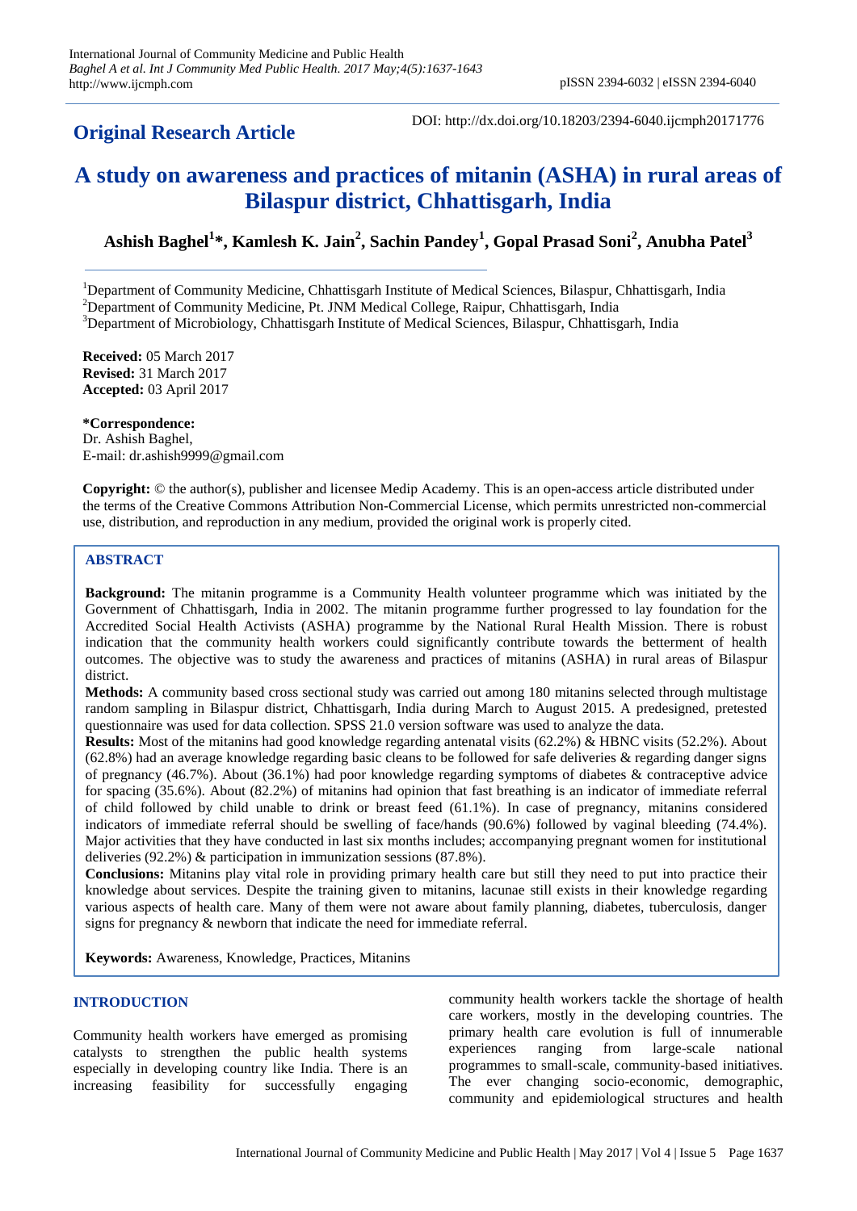**Original Research Article**

DOI: http://dx.doi.org/10.18203/2394-6040.ijcmph20171776

# A study on awareness and practices of mitanin (ASHA) in rural areas of Bilaspur district, Chhattisgarh, India

**Ashish Baghel[1]*, Kamlesh K. Jain[2], Sachin Pandey[1], Gopal Prasad Soni[2], Anubha Patel[3]**

[1]Department of Community Medicine, Chhattisgarh Institute of Medical Sciences, Bilaspur, Chhattisgarh, India
[2]Department of Community Medicine, Pt. JNM Medical College, Raipur, Chhattisgarh, India
[3]Department of Microbiology, Chhattisgarh Institute of Medical Sciences, Bilaspur, Chhattisgarh, India

**Received:** 05 March 2017
**Revised:** 31 March 2017
**Accepted:** 03 April 2017

***Correspondence:**
Dr. Ashish Baghel,
E-mail: dr.ashish9999@gmail.com

**Copyright:** © the author(s), publisher and licensee Medip Academy. This is an open-access article distributed under the terms of the Creative Commons Attribution Non-Commercial License, which permits unrestricted non-commercial use, distribution, and reproduction in any medium, provided the original work is properly cited.

## ABSTRACT

**Background:** The mitanin programme is a Community Health volunteer programme which was initiated by the Government of Chhattisgarh, India in 2002. The mitanin programme further progressed to lay foundation for the Accredited Social Health Activists (ASHA) programme by the National Rural Health Mission. There is robust indication that the community health workers could significantly contribute towards the betterment of health outcomes. The objective was to study the awareness and practices of mitanins (ASHA) in rural areas of Bilaspur district.

**Methods:** A community based cross sectional study was carried out among 180 mitanins selected through multistage random sampling in Bilaspur district, Chhattisgarh, India during March to August 2015. A predesigned, pretested questionnaire was used for data collection. SPSS 21.0 version software was used to analyze the data.

**Results:** Most of the mitanins had good knowledge regarding antenatal visits (62.2%) & HBNC visits (52.2%). About (62.8%) had an average knowledge regarding basic cleans to be followed for safe deliveries & regarding danger signs of pregnancy (46.7%). About (36.1%) had poor knowledge regarding symptoms of diabetes & contraceptive advice for spacing (35.6%). About (82.2%) of mitanins had opinion that fast breathing is an indicator of immediate referral of child followed by child unable to drink or breast feed (61.1%). In case of pregnancy, mitanins considered indicators of immediate referral should be swelling of face/hands (90.6%) followed by vaginal bleeding (74.4%). Major activities that they have conducted in last six months includes; accompanying pregnant women for institutional deliveries (92.2%) & participation in immunization sessions (87.8%).

**Conclusions:** Mitanins play vital role in providing primary health care but still they need to put into practice their knowledge about services. Despite the training given to mitanins, lacunae still exists in their knowledge regarding various aspects of health care. Many of them were not aware about family planning, diabetes, tuberculosis, danger signs for pregnancy & newborn that indicate the need for immediate referral.

**Keywords:** Awareness, Knowledge, Practices, Mitanins

## INTRODUCTION

Community health workers have emerged as promising catalysts to strengthen the public health systems especially in developing country like India. There is an increasing feasibility for successfully engaging community health workers tackle the shortage of health care workers, mostly in the developing countries. The primary health care evolution is full of innumerable experiences ranging from large-scale national programmes to small-scale, community-based initiatives. The ever changing socio-economic, demographic, community and epidemiological structures and health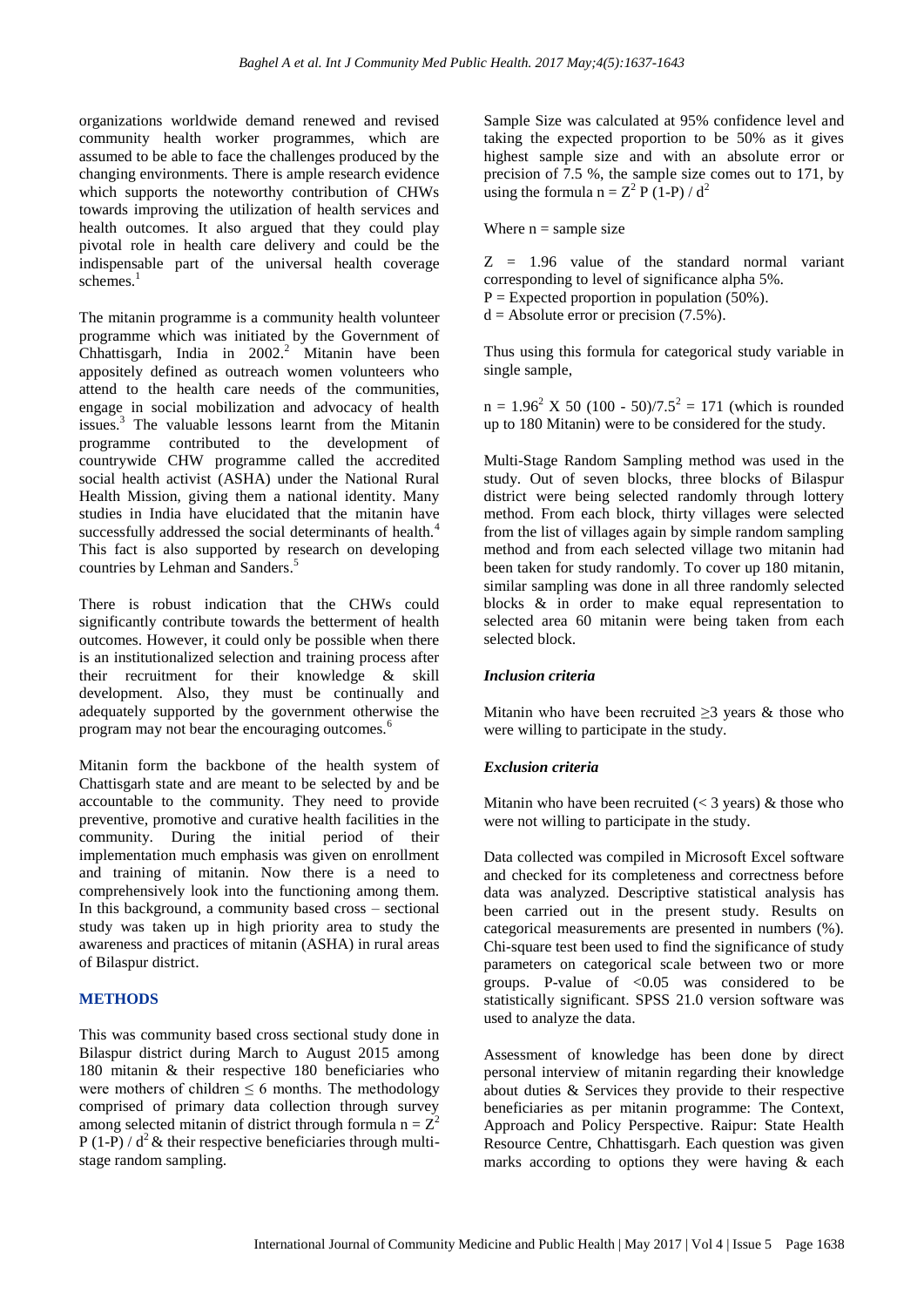organizations worldwide demand renewed and revised community health worker programmes, which are assumed to be able to face the challenges produced by the changing environments. There is ample research evidence which supports the noteworthy contribution of CHWs towards improving the utilization of health services and health outcomes. It also argued that they could play pivotal role in health care delivery and could be the indispensable part of the universal health coverage schemes.[1]

The mitanin programme is a community health volunteer programme which was initiated by the Government of Chhattisgarh, India in 2002.[2] Mitanin have been appositely defined as outreach women volunteers who attend to the health care needs of the communities, engage in social mobilization and advocacy of health issues.[3] The valuable lessons learnt from the Mitanin programme contributed to the development of countrywide CHW programme called the accredited social health activist (ASHA) under the National Rural Health Mission, giving them a national identity. Many studies in India have elucidated that the mitanin have successfully addressed the social determinants of health.[4] This fact is also supported by research on developing countries by Lehman and Sanders.[5]

There is robust indication that the CHWs could significantly contribute towards the betterment of health outcomes. However, it could only be possible when there is an institutionalized selection and training process after their recruitment for their knowledge & skill development. Also, they must be continually and adequately supported by the government otherwise the program may not bear the encouraging outcomes.[6]

Mitanin form the backbone of the health system of Chattisgarh state and are meant to be selected by and be accountable to the community. They need to provide preventive, promotive and curative health facilities in the community. During the initial period of their implementation much emphasis was given on enrollment and training of mitanin. Now there is a need to comprehensively look into the functioning among them. In this background, a community based cross – sectional study was taken up in high priority area to study the awareness and practices of mitanin (ASHA) in rural areas of Bilaspur district.

## METHODS

This was community based cross sectional study done in Bilaspur district during March to August 2015 among 180 mitanin & their respective 180 beneficiaries who were mothers of children ≤ 6 months. The methodology comprised of primary data collection through survey among selected mitanin of district through formula $n = Z^2 P (1-P) / d^2$ & their respective beneficiaries through multi-stage random sampling.

Sample Size was calculated at 95% confidence level and taking the expected proportion to be 50% as it gives highest sample size and with an absolute error or precision of 7.5 %, the sample size comes out to 171, by using the formula $n = Z^2 P (1-P) / d^2$

Where n = sample size

Z = 1.96 value of the standard normal variant corresponding to level of significance alpha 5%.
P = Expected proportion in population (50%).
d = Absolute error or precision (7.5%).

Thus using this formula for categorical study variable in single sample,

$n = 1.96^2 \times 50\ (100 - 50)/7.5^2 = 171$ (which is rounded up to 180 Mitanin) were to be considered for the study.

Multi-Stage Random Sampling method was used in the study. Out of seven blocks, three blocks of Bilaspur district were being selected randomly through lottery method. From each block, thirty villages were selected from the list of villages again by simple random sampling method and from each selected village two mitanin had been taken for study randomly. To cover up 180 mitanin, similar sampling was done in all three randomly selected blocks & in order to make equal representation to selected area 60 mitanin were being taken from each selected block.

### *Inclusion criteria*

Mitanin who have been recruited ≥3 years & those who were willing to participate in the study.

### *Exclusion criteria*

Mitanin who have been recruited (< 3 years) & those who were not willing to participate in the study.

Data collected was compiled in Microsoft Excel software and checked for its completeness and correctness before data was analyzed. Descriptive statistical analysis has been carried out in the present study. Results on categorical measurements are presented in numbers (%). Chi-square test been used to find the significance of study parameters on categorical scale between two or more groups. P-value of <0.05 was considered to be statistically significant. SPSS 21.0 version software was used to analyze the data.

Assessment of knowledge has been done by direct personal interview of mitanin regarding their knowledge about duties & Services they provide to their respective beneficiaries as per mitanin programme: The Context, Approach and Policy Perspective. Raipur: State Health Resource Centre, Chhattisgarh. Each question was given marks according to options they were having & each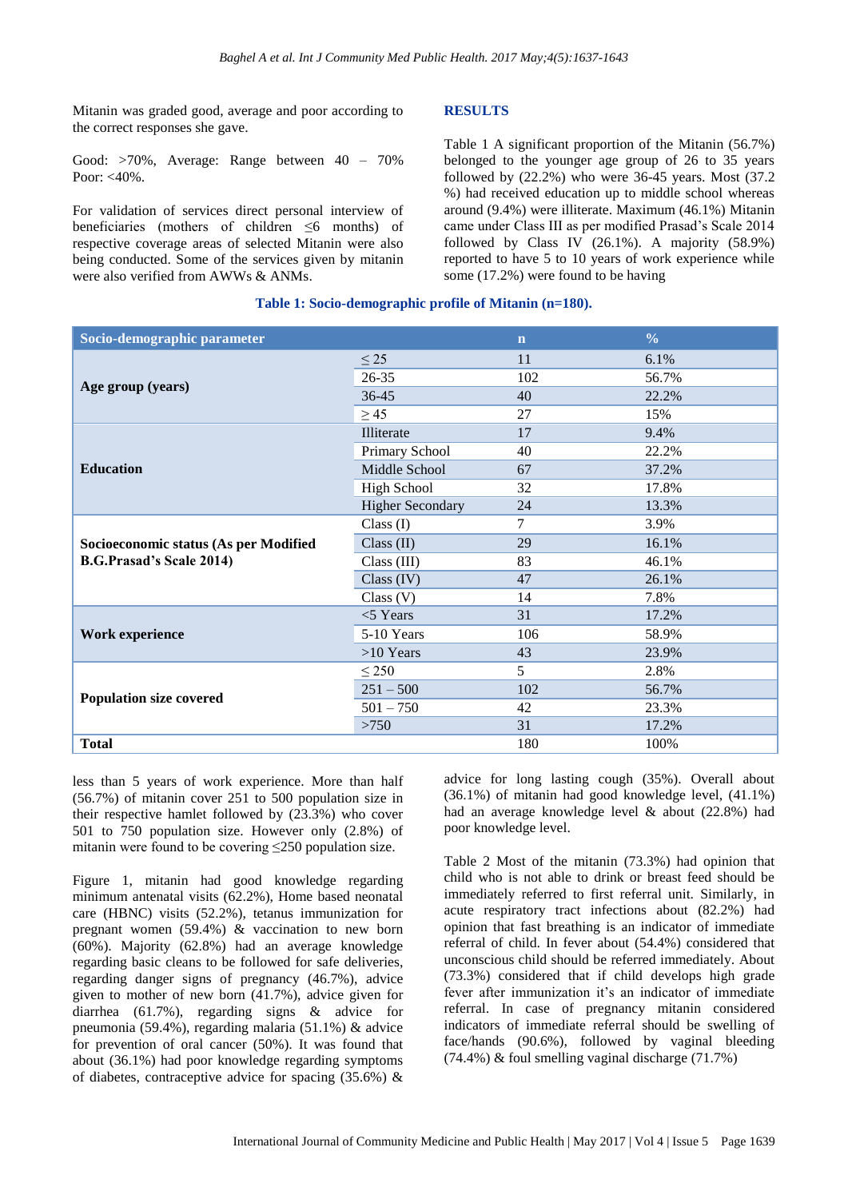Mitanin was graded good, average and poor according to the correct responses she gave.

Good: >70%, Average: Range between 40 – 70% Poor: <40%.

For validation of services direct personal interview of beneficiaries (mothers of children ≤6 months) of respective coverage areas of selected Mitanin were also being conducted. Some of the services given by mitanin were also verified from AWWs & ANMs.

## RESULTS

Table 1 A significant proportion of the Mitanin (56.7%) belonged to the younger age group of 26 to 35 years followed by (22.2%) who were 36-45 years. Most (37.2 %) had received education up to middle school whereas around (9.4%) were illiterate. Maximum (46.1%) Mitanin came under Class III as per modified Prasad's Scale 2014 followed by Class IV (26.1%). A majority (58.9%) reported to have 5 to 10 years of work experience while some (17.2%) were found to be having less than 5 years of work experience. More than half (56.7%) of mitanin cover 251 to 500 population size in their respective hamlet followed by (23.3%) who cover 501 to 750 population size. However only (2.8%) of mitanin were found to be covering ≤250 population size.

**Table 1: Socio-demographic profile of Mitanin (n=180).**

| Socio-demographic parameter | | n | % |
|---|---|---|---|
| **Age group (years)** | ≤ 25 | 11 | 6.1% |
| | 26-35 | 102 | 56.7% |
| | 36-45 | 40 | 22.2% |
| | ≥ 45 | 27 | 15% |
| **Education** | Illiterate | 17 | 9.4% |
| | Primary School | 40 | 22.2% |
| | Middle School | 67 | 37.2% |
| | High School | 32 | 17.8% |
| | Higher Secondary | 24 | 13.3% |
| **Socioeconomic status (As per Modified B.G.Prasad's Scale 2014)** | Class (I) | 7 | 3.9% |
| | Class (II) | 29 | 16.1% |
| | Class (III) | 83 | 46.1% |
| | Class (IV) | 47 | 26.1% |
| | Class (V) | 14 | 7.8% |
| **Work experience** | <5 Years | 31 | 17.2% |
| | 5-10 Years | 106 | 58.9% |
| | >10 Years | 43 | 23.9% |
| **Population size covered** | ≤ 250 | 5 | 2.8% |
| | 251 – 500 | 102 | 56.7% |
| | 501 – 750 | 42 | 23.3% |
| | >750 | 31 | 17.2% |
| **Total** | | 180 | 100% |

Figure 1, mitanin had good knowledge regarding minimum antenatal visits (62.2%), Home based neonatal care (HBNC) visits (52.2%), tetanus immunization for pregnant women (59.4%) & vaccination to new born (60%). Majority (62.8%) had an average knowledge regarding basic cleans to be followed for safe deliveries, regarding danger signs of pregnancy (46.7%), advice given to mother of new born (41.7%), advice given for diarrhea (61.7%), regarding signs & advice for pneumonia (59.4%), regarding malaria (51.1%) & advice for prevention of oral cancer (50%). It was found that about (36.1%) had poor knowledge regarding symptoms of diabetes, contraceptive advice for spacing (35.6%) & advice for long lasting cough (35%). Overall about (36.1%) of mitanin had good knowledge level, (41.1%) had an average knowledge level & about (22.8%) had poor knowledge level.

Table 2 Most of the mitanin (73.3%) had opinion that child who is not able to drink or breast feed should be immediately referred to first referral unit. Similarly, in acute respiratory tract infections about (82.2%) had opinion that fast breathing is an indicator of immediate referral of child. In fever about (54.4%) considered that unconscious child should be referred immediately. About (73.3%) considered that if child develops high grade fever after immunization it's an indicator of immediate referral. In case of pregnancy mitanin considered indicators of immediate referral should be swelling of face/hands (90.6%), followed by vaginal bleeding (74.4%) & foul smelling vaginal discharge (71.7%)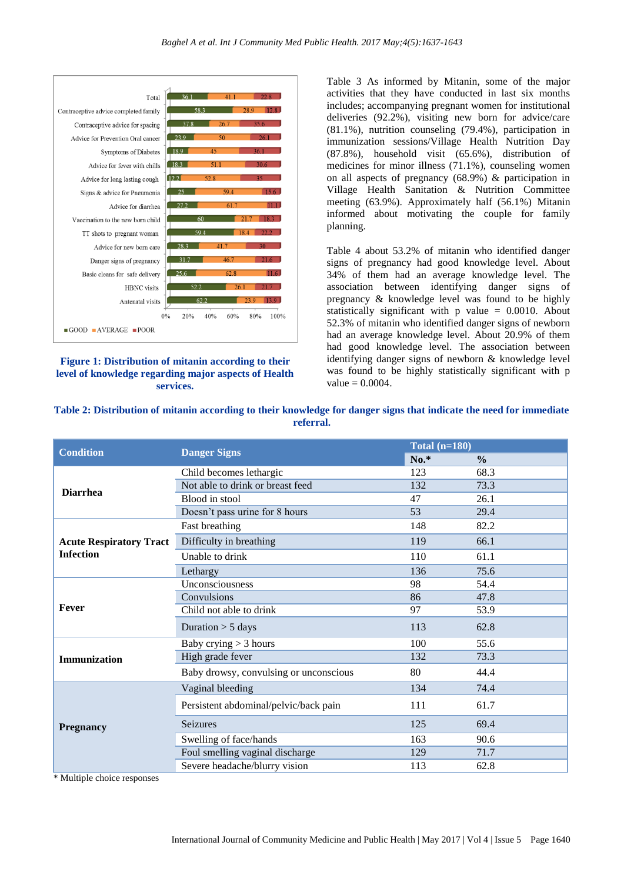| | GOOD | AVERAGE | POOR |
|---|---|---|---|
| Total | 36.1 | 41.1 | 22.8 |
| Contraceptive advice completed family | 58.3 | 28.9 | 12.8 |
| Contraceptive advice for spacing | 37.8 | 26.7 | 35.6 |
| Advice for Prevention Oral cancer | 23.9 | 50 | 26.1 |
| Symptoms of Diabetes | 18.9 | 45 | 36.1 |
| Advice for fever with chills | 18.3 | 51.1 | 30.6 |
| Advice for long lasting cough | 12.2 | 52.8 | 35 |
| Signs & advice for Pneumonia | 25 | 59.4 | 15.6 |
| Advice for diarrhea | 27.2 | 61.7 | 11.1 |
| Vaccination to the new born child | 60 | 21.7 | 18.3 |
| TT shots to pregnant woman | 59.4 | 18.4 | 22.2 |
| Advice for new born care | 28.3 | 41.7 | 30 |
| Danger signs of pregnancy | 31.7 | 46.7 | 21.6 |
| Basic cleans for safe delivery | 25.6 | 62.8 | 11.6 |
| HBNC visits | 52.2 | 26.1 | 21.7 |
| Antenatal visits | 62.2 | 23.9 | 13.9 |

**Figure 1: Distribution of mitanin according to their level of knowledge regarding major aspects of Health services.**

Table 3 As informed by Mitanin, some of the major activities that they have conducted in last six months includes; accompanying pregnant women for institutional deliveries (92.2%), visiting new born for advice/care (81.1%), nutrition counseling (79.4%), participation in immunization sessions/Village Health Nutrition Day (87.8%), household visit (65.6%), distribution of medicines for minor illness (71.1%), counseling women on all aspects of pregnancy (68.9%) & participation in Village Health Sanitation & Nutrition Committee meeting (63.9%). Approximately half (56.1%) Mitanin informed about motivating the couple for family planning.

Table 4 about 53.2% of mitanin who identified danger signs of pregnancy had good knowledge level. About 34% of them had an average knowledge level. The association between identifying danger signs of pregnancy & knowledge level was found to be highly statistically significant with p value = 0.0010. About 52.3% of mitanin who identified danger signs of newborn had an average knowledge level. About 20.9% of them had good knowledge level. The association between identifying danger signs of newborn & knowledge level was found to be highly statistically significant with p value = 0.0004.

**Table 2: Distribution of mitanin according to their knowledge for danger signs that indicate the need for immediate referral.**

| Condition | Danger Signs | Total (n=180) | |
|---|---|---|---|
| | | No.* | % |
| **Diarrhea** | Child becomes lethargic | 123 | 68.3 |
| | Not able to drink or breast feed | 132 | 73.3 |
| | Blood in stool | 47 | 26.1 |
| | Doesn't pass urine for 8 hours | 53 | 29.4 |
| **Acute Respiratory Tract Infection** | Fast breathing | 148 | 82.2 |
| | Difficulty in breathing | 119 | 66.1 |
| | Unable to drink | 110 | 61.1 |
| | Lethargy | 136 | 75.6 |
| **Fever** | Unconsciousness | 98 | 54.4 |
| | Convulsions | 86 | 47.8 |
| | Child not able to drink | 97 | 53.9 |
| | Duration > 5 days | 113 | 62.8 |
| **Immunization** | Baby crying > 3 hours | 100 | 55.6 |
| | High grade fever | 132 | 73.3 |
| | Baby drowsy, convulsing or unconscious | 80 | 44.4 |
| **Pregnancy** | Vaginal bleeding | 134 | 74.4 |
| | Persistent abdominal/pelvic/back pain | 111 | 61.7 |
| | Seizures | 125 | 69.4 |
| | Swelling of face/hands | 163 | 90.6 |
| | Foul smelling vaginal discharge | 129 | 71.7 |
| | Severe headache/blurry vision | 113 | 62.8 |

* Multiple choice responses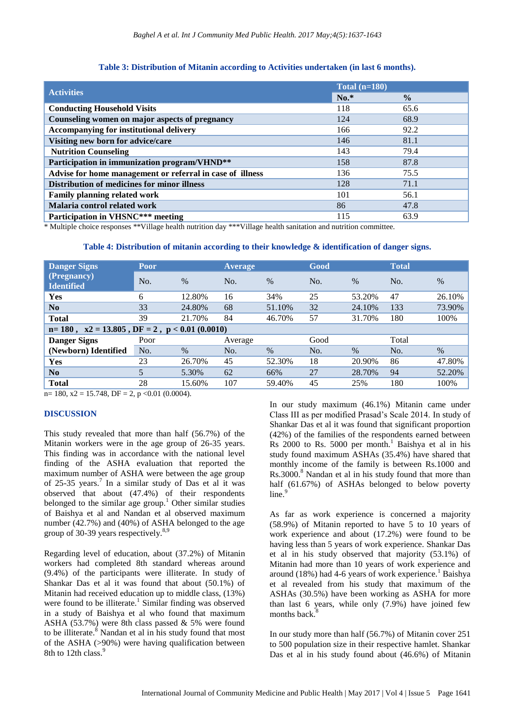**Table 3: Distribution of Mitanin according to Activities undertaken (in last 6 months).**

| Activities | Total (n=180) | |
|---|---|---|
| | **No.*** | **%** |
| **Conducting Household Visits** | 118 | 65.6 |
| **Counseling women on major aspects of pregnancy** | 124 | 68.9 |
| **Accompanying for institutional delivery** | 166 | 92.2 |
| **Visiting new born for advice/care** | 146 | 81.1 |
| **Nutrition Counseling** | 143 | 79.4 |
| **Participation in immunization program/VHND**** | 158 | 87.8 |
| **Advise for home management or referral in case of illness** | 136 | 75.5 |
| **Distribution of medicines for minor illness** | 128 | 71.1 |
| **Family planning related work** | 101 | 56.1 |
| **Malaria control related work** | 86 | 47.8 |
| **Participation in VHSNC*** meeting** | 115 | 63.9 |

* Multiple choice responses **Village health nutrition day ***Village health sanitation and nutrition committee.

**Table 4: Distribution of mitanin according to their knowledge & identification of danger signs.**

| Danger Signs (Pregnancy) Identified | Poor | | Average | | Good | | Total | |
|---|---|---|---|---|---|---|---|---|
| | No. | % | No. | % | No. | % | No. | % |
| **Yes** | 6 | 12.80% | 16 | 34% | 25 | 53.20% | 47 | 26.10% |
| **No** | 33 | 24.80% | 68 | 51.10% | 32 | 24.10% | 133 | 73.90% |
| **Total** | 39 | 21.70% | 84 | 46.70% | 57 | 31.70% | 180 | 100% |
| **n= 180, x2 = 13.805, DF = 2, p < 0.01 (0.0010)** | | | | | | | | |
| **Danger Signs (Newborn) Identified** | Poor | | Average | | Good | | Total | |
| | No. | % | No. | % | No. | % | No. | % |
| **Yes** | 23 | 26.70% | 45 | 52.30% | 18 | 20.90% | 86 | 47.80% |
| **No** | 5 | 5.30% | 62 | 66% | 27 | 28.70% | 94 | 52.20% |
| **Total** | 28 | 15.60% | 107 | 59.40% | 45 | 25% | 180 | 100% |

n= 180, x2 = 15.748, DF = 2, p <0.01 (0.0004).

## DISCUSSION

This study revealed that more than half (56.7%) of the Mitanin workers were in the age group of 26-35 years. This finding was in accordance with the national level finding of the ASHA evaluation that reported the maximum number of ASHA were between the age group of 25-35 years.[7] In a similar study of Das et al it was observed that about (47.4%) of their respondents belonged to the similar age group.[1] Other similar studies of Baishya et al and Nandan et al observed maximum number (42.7%) and (40%) of ASHA belonged to the age group of 30-39 years respectively.[8,9]

Regarding level of education, about (37.2%) of Mitanin workers had completed 8th standard whereas around (9.4%) of the participants were illiterate. In study of Shankar Das et al it was found that about (50.1%) of Mitanin had received education up to middle class, (13%) were found to be illiterate.[1] Similar finding was observed in a study of Baishya et al who found that maximum ASHA (53.7%) were 8th class passed & 5% were found to be illiterate.[8] Nandan et al in his study found that most of the ASHA (>90%) were having qualification between 8th to 12th class.[9]

In our study maximum (46.1%) Mitanin came under Class III as per modified Prasad's Scale 2014. In study of Shankar Das et al it was found that significant proportion (42%) of the families of the respondents earned between Rs 2000 to Rs. 5000 per month.[1] Baishya et al in his study found maximum ASHAs (35.4%) have shared that monthly income of the family is between Rs.1000 and Rs.3000.[8] Nandan et al in his study found that more than half (61.67%) of ASHAs belonged to below poverty line.[9]

As far as work experience is concerned a majority (58.9%) of Mitanin reported to have 5 to 10 years of work experience and about (17.2%) were found to be having less than 5 years of work experience. Shankar Das et al in his study observed that majority (53.1%) of Mitanin had more than 10 years of work experience and around (18%) had 4-6 years of work experience.[1] Baishya et al revealed from his study that maximum of the ASHAs (30.5%) have been working as ASHA for more than last 6 years, while only (7.9%) have joined few months back.[8]

In our study more than half (56.7%) of Mitanin cover 251 to 500 population size in their respective hamlet. Shankar Das et al in his study found about (46.6%) of Mitanin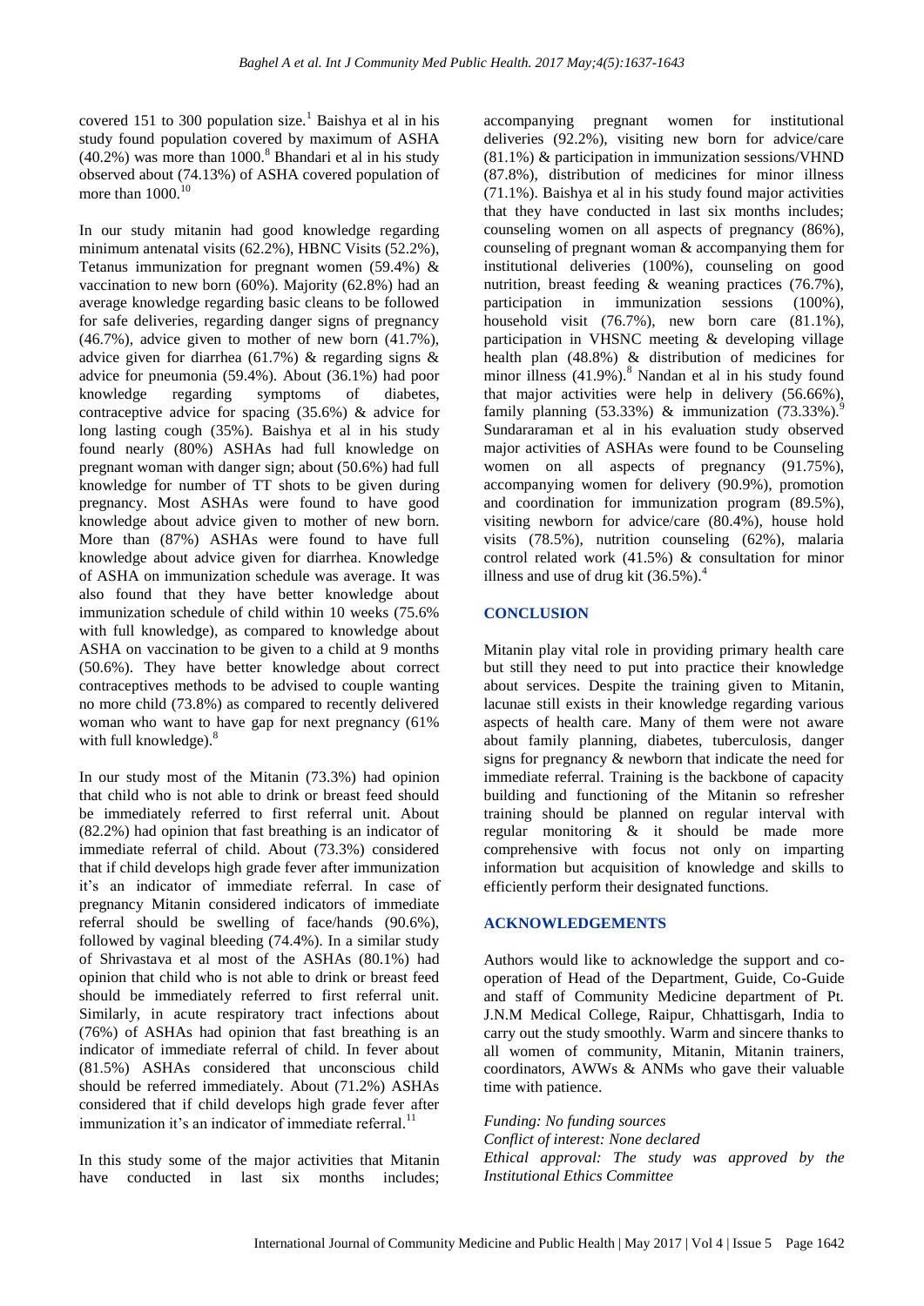covered 151 to 300 population size.[1] Baishya et al in his study found population covered by maximum of ASHA (40.2%) was more than 1000.[8] Bhandari et al in his study observed about (74.13%) of ASHA covered population of more than 1000.[10]

In our study mitanin had good knowledge regarding minimum antenatal visits (62.2%), HBNC Visits (52.2%), Tetanus immunization for pregnant women (59.4%) & vaccination to new born (60%). Majority (62.8%) had an average knowledge regarding basic cleans to be followed for safe deliveries, regarding danger signs of pregnancy (46.7%), advice given to mother of new born (41.7%), advice given for diarrhea (61.7%) & regarding signs & advice for pneumonia (59.4%). About (36.1%) had poor knowledge regarding symptoms of diabetes, contraceptive advice for spacing (35.6%) & advice for long lasting cough (35%). Baishya et al in his study found nearly (80%) ASHAs had full knowledge on pregnant woman with danger sign; about (50.6%) had full knowledge for number of TT shots to be given during pregnancy. Most ASHAs were found to have good knowledge about advice given to mother of new born. More than (87%) ASHAs were found to have full knowledge about advice given for diarrhea. Knowledge of ASHA on immunization schedule was average. It was also found that they have better knowledge about immunization schedule of child within 10 weeks (75.6% with full knowledge), as compared to knowledge about ASHA on vaccination to be given to a child at 9 months (50.6%). They have better knowledge about correct contraceptives methods to be advised to couple wanting no more child (73.8%) as compared to recently delivered woman who want to have gap for next pregnancy (61% with full knowledge).[8]

In our study most of the Mitanin (73.3%) had opinion that child who is not able to drink or breast feed should be immediately referred to first referral unit. About (82.2%) had opinion that fast breathing is an indicator of immediate referral of child. About (73.3%) considered that if child develops high grade fever after immunization it's an indicator of immediate referral. In case of pregnancy Mitanin considered indicators of immediate referral should be swelling of face/hands (90.6%), followed by vaginal bleeding (74.4%). In a similar study of Shrivastava et al most of the ASHAs (80.1%) had opinion that child who is not able to drink or breast feed should be immediately referred to first referral unit. Similarly, in acute respiratory tract infections about (76%) of ASHAs had opinion that fast breathing is an indicator of immediate referral of child. In fever about (81.5%) ASHAs considered that unconscious child should be referred immediately. About (71.2%) ASHAs considered that if child develops high grade fever after immunization it's an indicator of immediate referral.[11]

In this study some of the major activities that Mitanin have conducted in last six months includes; accompanying pregnant women for institutional deliveries (92.2%), visiting new born for advice/care (81.1%) & participation in immunization sessions/VHND (87.8%), distribution of medicines for minor illness (71.1%). Baishya et al in his study found major activities that they have conducted in last six months includes; counseling women on all aspects of pregnancy (86%), counseling of pregnant woman & accompanying them for institutional deliveries (100%), counseling on good nutrition, breast feeding & weaning practices (76.7%), participation in immunization sessions (100%), household visit (76.7%), new born care (81.1%), participation in VHSNC meeting & developing village health plan (48.8%) & distribution of medicines for minor illness (41.9%).[8] Nandan et al in his study found that major activities were help in delivery (56.66%), family planning (53.33%) & immunization (73.33%).[9] Sundararaman et al in his evaluation study observed major activities of ASHAs were found to be Counseling women on all aspects of pregnancy (91.75%), accompanying women for delivery (90.9%), promotion and coordination for immunization program (89.5%), visiting newborn for advice/care (80.4%), house hold visits (78.5%), nutrition counseling (62%), malaria control related work (41.5%) & consultation for minor illness and use of drug kit (36.5%).[4]

## CONCLUSION

Mitanin play vital role in providing primary health care but still they need to put into practice their knowledge about services. Despite the training given to Mitanin, lacunae still exists in their knowledge regarding various aspects of health care. Many of them were not aware about family planning, diabetes, tuberculosis, danger signs for pregnancy & newborn that indicate the need for immediate referral. Training is the backbone of capacity building and functioning of the Mitanin so refresher training should be planned on regular interval with regular monitoring & it should be made more comprehensive with focus not only on imparting information but acquisition of knowledge and skills to efficiently perform their designated functions.

## ACKNOWLEDGEMENTS

Authors would like to acknowledge the support and co-operation of Head of the Department, Guide, Co-Guide and staff of Community Medicine department of Pt. J.N.M Medical College, Raipur, Chhattisgarh, India to carry out the study smoothly. Warm and sincere thanks to all women of community, Mitanin, Mitanin trainers, coordinators, AWWs & ANMs who gave their valuable time with patience.

*Funding: No funding sources*
*Conflict of interest: None declared*
*Ethical approval: The study was approved by the Institutional Ethics Committee*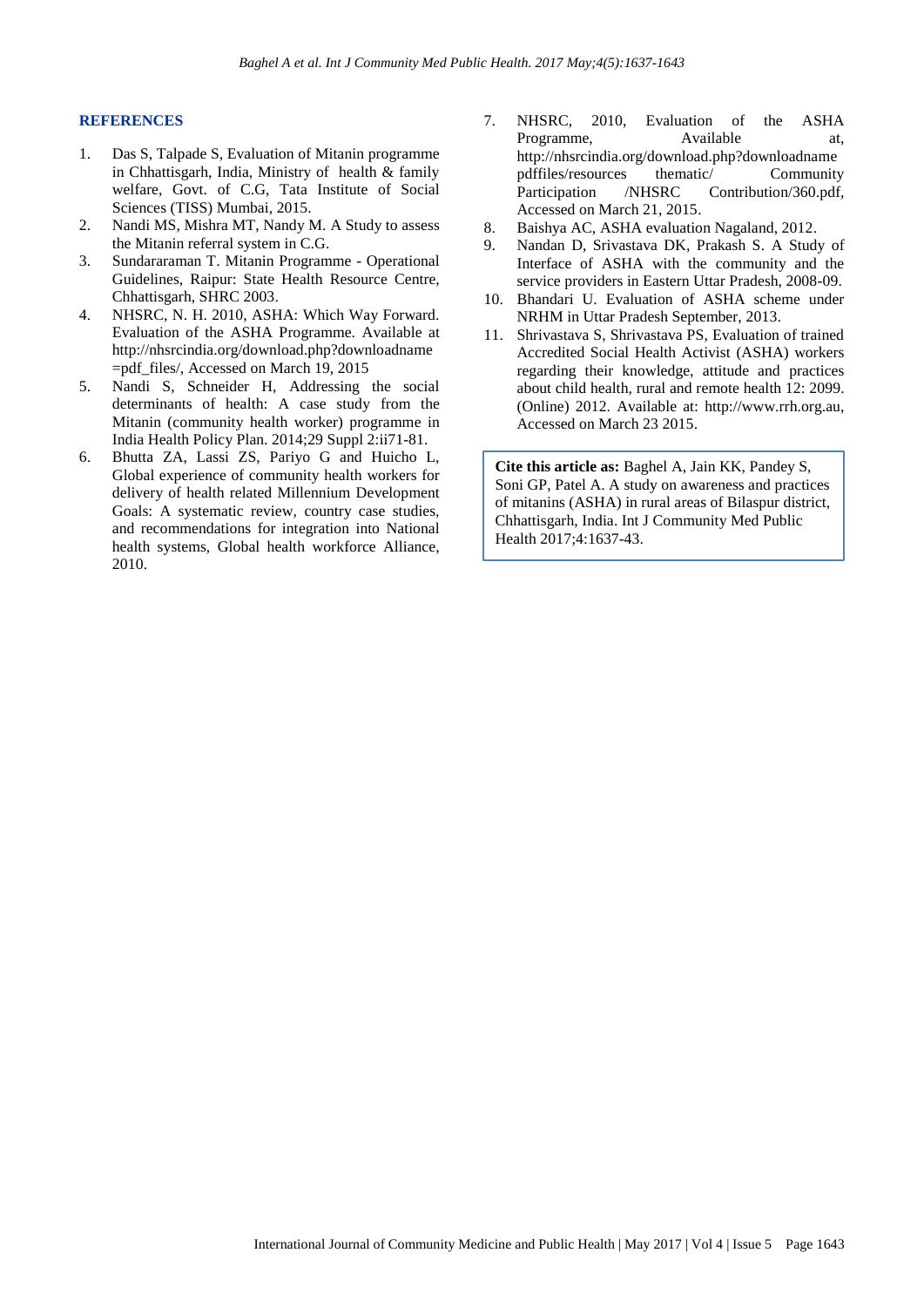## REFERENCES

1. Das S, Talpade S, Evaluation of Mitanin programme in Chhattisgarh, India, Ministry of health & family welfare, Govt. of C.G, Tata Institute of Social Sciences (TISS) Mumbai, 2015.
2. Nandi MS, Mishra MT, Nandy M. A Study to assess the Mitanin referral system in C.G.
3. Sundararaman T. Mitanin Programme - Operational Guidelines, Raipur: State Health Resource Centre, Chhattisgarh, SHRC 2003.
4. NHSRC, N. H. 2010, ASHA: Which Way Forward. Evaluation of the ASHA Programme. Available at http://nhsrcindia.org/download.php?downloadname =pdf_files/, Accessed on March 19, 2015
5. Nandi S, Schneider H, Addressing the social determinants of health: A case study from the Mitanin (community health worker) programme in India Health Policy Plan. 2014;29 Suppl 2:ii71-81.
6. Bhutta ZA, Lassi ZS, Pariyo G and Huicho L, Global experience of community health workers for delivery of health related Millennium Development Goals: A systematic review, country case studies, and recommendations for integration into National health systems, Global health workforce Alliance, 2010.
7. NHSRC, 2010, Evaluation of the ASHA Programme, Available at, http://nhsrcindia.org/download.php?downloadname pdffiles/resources thematic/ Community Participation /NHSRC Contribution/360.pdf, Accessed on March 21, 2015.
8. Baishya AC, ASHA evaluation Nagaland, 2012.
9. Nandan D, Srivastava DK, Prakash S. A Study of Interface of ASHA with the community and the service providers in Eastern Uttar Pradesh, 2008-09.
10. Bhandari U. Evaluation of ASHA scheme under NRHM in Uttar Pradesh September, 2013.
11. Shrivastava S, Shrivastava PS, Evaluation of trained Accredited Social Health Activist (ASHA) workers regarding their knowledge, attitude and practices about child health, rural and remote health 12: 2099. (Online) 2012. Available at: http://www.rrh.org.au, Accessed on March 23 2015.

**Cite this article as:** Baghel A, Jain KK, Pandey S, Soni GP, Patel A. A study on awareness and practices of mitanins (ASHA) in rural areas of Bilaspur district, Chhattisgarh, India. Int J Community Med Public Health 2017;4:1637-43.